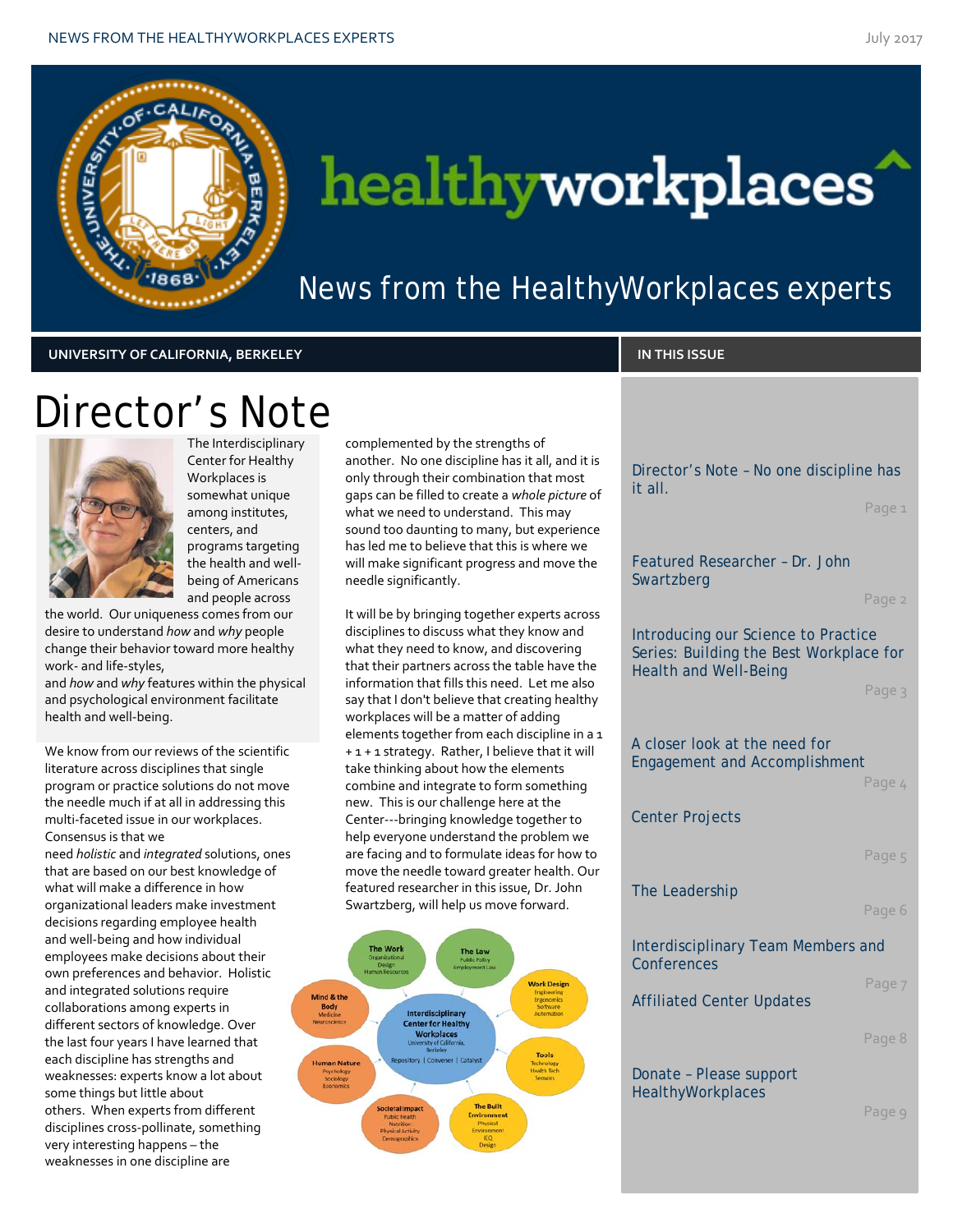# healthyworkplaces

News from the HealthyWorkplaces experts

**UNIVERSITY OF CALIFORNIA, BERKELEY**

## Director's Note

The Interdisciplinary Center for Healthy Workplaces is somewhat unique among institutes, centers, and programs targeting the health and well-being of Americans and people across the world. Our uniqueness comes from our desire to understand *how* and *why* people change their behavior toward more healthy work- and life-styles, and *how* and *why* features within the physical and psychological environment facilitate health and well-being.

We know from our reviews of the scientific literature across disciplines that single program or practice solutions do not move the needle much if at all in addressing this multi-faceted issue in our workplaces. Consensus is that we need *holistic* and *integrated* solutions, ones that are based on our best knowledge of what will make a difference in how organizational leaders make investment decisions regarding employee health and well-being and how individual employees make decisions about their own preferences and behavior. Holistic and integrated solutions require collaborations among experts in different sectors of knowledge. Over the last four years I have learned that each discipline has strengths and weaknesses: experts know a lot about some things but little about others. When experts from different disciplines cross-pollinate, something very interesting happens – the weaknesses in one discipline are complemented by the strengths of another. No one discipline has it all, and it is only through their combination that most gaps can be filled to create a *whole picture* of what we need to understand. This may sound too daunting to many, but experience has led me to believe that this is where we will make significant progress and move the needle significantly.

It will be by bringing together experts across disciplines to discuss what they know and what they need to know, and discovering that their partners across the table have the information that fills this need. Let me also say that I don't believe that creating healthy workplaces will be a matter of adding elements together from each discipline in a 1 + 1 + 1 strategy. Rather, I believe that it will take thinking about how the elements combine and integrate to form something new. This is our challenge here at the Center---bringing knowledge together to help everyone understand the problem we are facing and to formulate ideas for how to move the needle toward greater health. Our featured researcher in this issue, Dr. John Swartzberg, will help us move forward.

**Interdisciplinary Center for Healthy Workplaces** — University of California, Berkeley — Repository | Convener | Catalyst

- **The Work**: Organizational Design, Human Resources
- **The Law**: Public Policy, Employment Law
- **Work Design**: Engineering, Ergonomics, Software, Automation
- **Tools**: Technology, Health Tech, Sensors
- **The Built Environment**: Physical Environment, IEQ, Design
- **Societal Impact**: Public Health, Nutrition, Physical Activity, Demographics
- **Human Nature**: Psychology, Sociology, Economics
- **Mind & the Body**: Medicine, Neuroscience

**IN THIS ISSUE**

- Director's Note – No one discipline has it all. — Page 1
- Featured Researcher – Dr. John Swartzberg — Page 2
- Introducing our Science to Practice Series: Building the Best Workplace for Health and Well-Being — Page 3
- A closer look at the need for Engagement and Accomplishment — Page 4
- Center Projects — Page 5
- The Leadership — Page 6
- Interdisciplinary Team Members and Conferences — Page 7
- Affiliated Center Updates — Page 8
- Donate – Please support HealthyWorkplaces — Page 9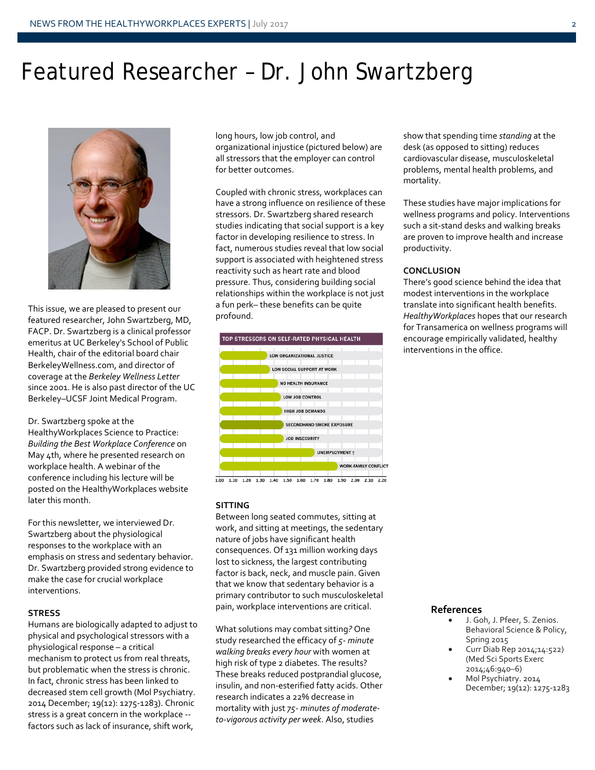# Featured Researcher – Dr. John Swartzberg

This issue, we are pleased to present our featured researcher, John Swartzberg, MD, FACP. Dr. Swartzberg is a clinical professor emeritus at UC Berkeley's School of Public Health, chair of the editorial board chair BerkeleyWellness.com, and director of coverage at the *Berkeley Wellness Letter* since 2001. He is also past director of the UC Berkeley–UCSF Joint Medical Program.

Dr. Swartzberg spoke at the HealthyWorkplaces Science to Practice: *Building the Best Workplace Conference* on May 4th, where he presented research on workplace health. A webinar of the conference including his lecture will be posted on the HealthyWorkplaces website later this month.

For this newsletter, we interviewed Dr. Swartzberg about the physiological responses to the workplace with an emphasis on stress and sedentary behavior. Dr. Swartzberg provided strong evidence to make the case for crucial workplace interventions.

**STRESS**

Humans are biologically adapted to adjust to physical and psychological stressors with a physiological response – a critical mechanism to protect us from real threats, but problematic when the stress is chronic. In fact, chronic stress has been linked to decreased stem cell growth (Mol Psychiatry. 2014 December; 19(12): 1275-1283). Chronic stress is a great concern in the workplace -- factors such as lack of insurance, shift work, long hours, low job control, and organizational injustice (pictured below) are all stressors that the employer can control for better outcomes.

Coupled with chronic stress, workplaces can have a strong influence on resilience of these stressors. Dr. Swartzberg shared research studies indicating that social support is a key factor in developing resilience to stress. In fact, numerous studies reveal that low social support is associated with heightened stress reactivity such as heart rate and blood pressure. Thus, considering building social relationships within the workplace is not just a fun perk– these benefits can be quite profound.

TOP STRESSORS ON SELF-RATED PHYSICAL HEALTH

| Stressor | Approx. value |
|---|---|
| LOW ORGANIZATIONAL JUSTICE | ~1.35 |
| LOW SOCIAL SUPPORT AT WORK | ~1.37 |
| NO HEALTH INSURANCE | ~1.44 |
| LOW JOB CONTROL | ~1.46 |
| HIGH JOB DEMANDS | ~1.47 |
| SECONDHAND SMOKE EXPOSURE | ~1.48 |
| JOB INSECURITY | ~1.48 |
| UNEMPLOYMENT † | ~1.71 |
| WORK-FAMILY CONFLICT | ~1.89 |

Axis: 1.00, 1.10, 1.20, 1.30, 1.40, 1.50, 1.60, 1.70, 1.80, 1.90, 2.00, 2.10, 2.20

**SITTING**

Between long seated commutes, sitting at work, and sitting at meetings, the sedentary nature of jobs have significant health consequences. Of 131 million working days lost to sickness, the largest contributing factor is back, neck, and muscle pain. Given that we know that sedentary behavior is a primary contributor to such musculoskeletal pain, workplace interventions are critical.

What solutions may combat sitting*?* One study researched the efficacy of *5- minute walking breaks every hour* with women at high risk of type 2 diabetes. The results? These breaks reduced postprandial glucose, insulin, and non-esterified fatty acids. Other research indicates a 22% decrease in mortality with just *75- minutes of moderate-to-vigorous activity per week*. Also, studies show that spending time *standing* at the desk (as opposed to sitting) reduces cardiovascular disease, musculoskeletal problems, mental health problems, and mortality.

These studies have major implications for wellness programs and policy. Interventions such a sit-stand desks and walking breaks are proven to improve health and increase productivity.

**CONCLUSION**

There's good science behind the idea that modest interventions in the workplace translate into significant health benefits. *HealthyWorkplaces* hopes that our research for Transamerica on wellness programs will encourage empirically validated, healthy interventions in the office.

### References

- J. Goh, J. Pfeer, S. Zenios. Behavioral Science & Policy, Spring 2015
- Curr Diab Rep 2014;14:522) (Med Sci Sports Exerc 2014;46:940–6)
- Mol Psychiatry. 2014 December; 19(12): 1275-1283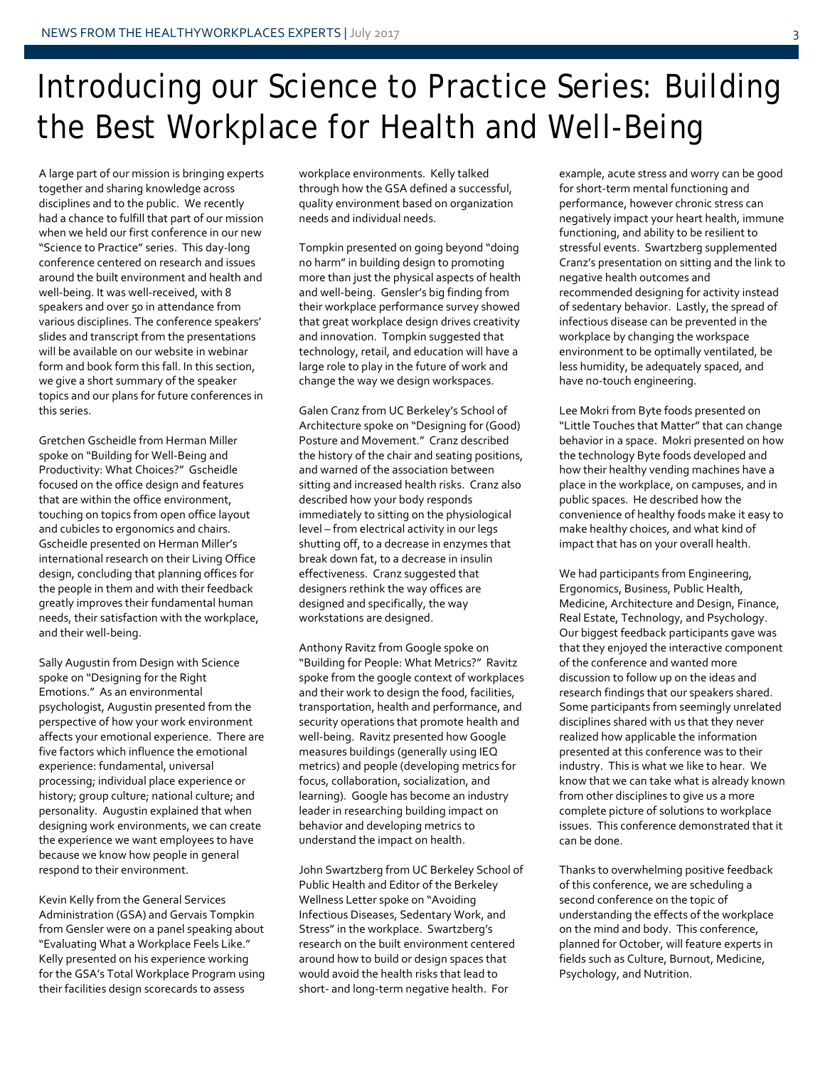# Introducing our Science to Practice Series: Building the Best Workplace for Health and Well-Being

A large part of our mission is bringing experts together and sharing knowledge across disciplines and to the public. We recently had a chance to fulfill that part of our mission when we held our first conference in our new "Science to Practice" series. This day-long conference centered on research and issues around the built environment and health and well-being. It was well-received, with 8 speakers and over 50 in attendance from various disciplines. The conference speakers' slides and transcript from the presentations will be available on our website in webinar form and book form this fall. In this section, we give a short summary of the speaker topics and our plans for future conferences in this series.

Gretchen Gscheidle from Herman Miller spoke on "Building for Well-Being and Productivity: What Choices?" Gscheidle focused on the office design and features that are within the office environment, touching on topics from open office layout and cubicles to ergonomics and chairs. Gscheidle presented on Herman Miller's international research on their Living Office design, concluding that planning offices for the people in them and with their feedback greatly improves their fundamental human needs, their satisfaction with the workplace, and their well-being.

Sally Augustin from Design with Science spoke on "Designing for the Right Emotions." As an environmental psychologist, Augustin presented from the perspective of how your work environment affects your emotional experience. There are five factors which influence the emotional experience: fundamental, universal processing; individual place experience or history; group culture; national culture; and personality. Augustin explained that when designing work environments, we can create the experience we want employees to have because we know how people in general respond to their environment.

Kevin Kelly from the General Services Administration (GSA) and Gervais Tompkin from Gensler were on a panel speaking about "Evaluating What a Workplace Feels Like." Kelly presented on his experience working for the GSA's Total Workplace Program using their facilities design scorecards to assess workplace environments. Kelly talked through how the GSA defined a successful, quality environment based on organization needs and individual needs.

Tompkin presented on going beyond "doing no harm" in building design to promoting more than just the physical aspects of health and well-being. Gensler's big finding from their workplace performance survey showed that great workplace design drives creativity and innovation. Tompkin suggested that technology, retail, and education will have a large role to play in the future of work and change the way we design workspaces.

Galen Cranz from UC Berkeley's School of Architecture spoke on "Designing for (Good) Posture and Movement." Cranz described the history of the chair and seating positions, and warned of the association between sitting and increased health risks. Cranz also described how your body responds immediately to sitting on the physiological level – from electrical activity in our legs shutting off, to a decrease in enzymes that break down fat, to a decrease in insulin effectiveness. Cranz suggested that designers rethink the way offices are designed and specifically, the way workstations are designed.

Anthony Ravitz from Google spoke on "Building for People: What Metrics?" Ravitz spoke from the google context of workplaces and their work to design the food, facilities, transportation, health and performance, and security operations that promote health and well-being. Ravitz presented how Google measures buildings (generally using IEQ metrics) and people (developing metrics for focus, collaboration, socialization, and learning). Google has become an industry leader in researching building impact on behavior and developing metrics to understand the impact on health.

John Swartzberg from UC Berkeley School of Public Health and Editor of the Berkeley Wellness Letter spoke on "Avoiding Infectious Diseases, Sedentary Work, and Stress" in the workplace. Swartzberg's research on the built environment centered around how to build or design spaces that would avoid the health risks that lead to short- and long-term negative health. For example, acute stress and worry can be good for short-term mental functioning and performance, however chronic stress can negatively impact your heart health, immune functioning, and ability to be resilient to stressful events. Swartzberg supplemented Cranz's presentation on sitting and the link to negative health outcomes and recommended designing for activity instead of sedentary behavior. Lastly, the spread of infectious disease can be prevented in the workplace by changing the workspace environment to be optimally ventilated, be less humidity, be adequately spaced, and have no-touch engineering.

Lee Mokri from Byte foods presented on "Little Touches that Matter" that can change behavior in a space. Mokri presented on how the technology Byte foods developed and how their healthy vending machines have a place in the workplace, on campuses, and in public spaces. He described how the convenience of healthy foods make it easy to make healthy choices, and what kind of impact that has on your overall health.

We had participants from Engineering, Ergonomics, Business, Public Health, Medicine, Architecture and Design, Finance, Real Estate, Technology, and Psychology. Our biggest feedback participants gave was that they enjoyed the interactive component of the conference and wanted more discussion to follow up on the ideas and research findings that our speakers shared. Some participants from seemingly unrelated disciplines shared with us that they never realized how applicable the information presented at this conference was to their industry. This is what we like to hear. We know that we can take what is already known from other disciplines to give us a more complete picture of solutions to workplace issues. This conference demonstrated that it can be done.

Thanks to overwhelming positive feedback of this conference, we are scheduling a second conference on the topic of understanding the effects of the workplace on the mind and body. This conference, planned for October, will feature experts in fields such as Culture, Burnout, Medicine, Psychology, and Nutrition.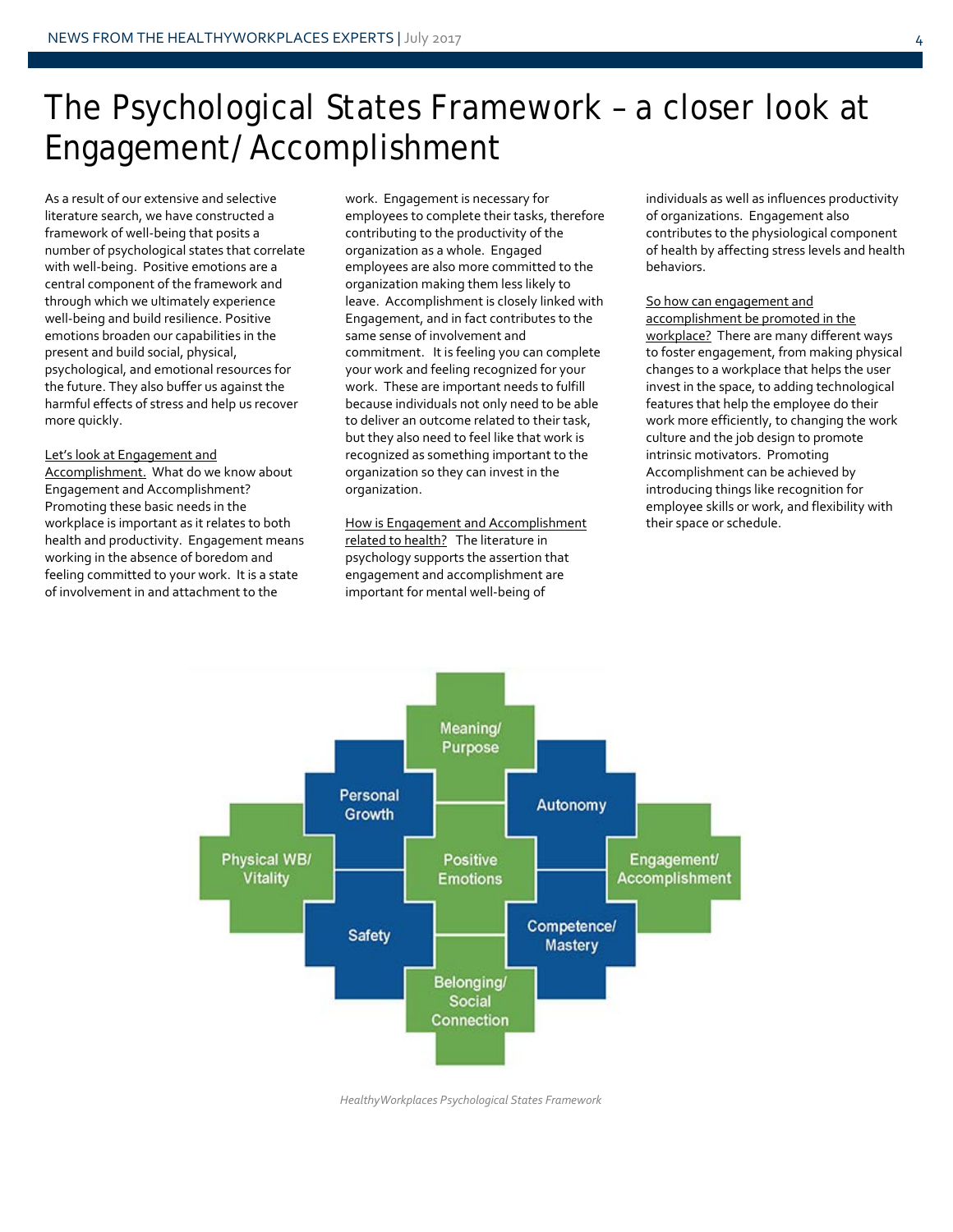# The Psychological States Framework – a closer look at Engagement/Accomplishment

As a result of our extensive and selective literature search, we have constructed a framework of well-being that posits a number of psychological states that correlate with well-being. Positive emotions are a central component of the framework and through which we ultimately experience well-being and build resilience. Positive emotions broaden our capabilities in the present and build social, physical, psychological, and emotional resources for the future. They also buffer us against the harmful effects of stress and help us recover more quickly.

Let's look at Engagement and Accomplishment. What do we know about Engagement and Accomplishment? Promoting these basic needs in the workplace is important as it relates to both health and productivity. Engagement means working in the absence of boredom and feeling committed to your work. It is a state of involvement in and attachment to the work. Engagement is necessary for employees to complete their tasks, therefore contributing to the productivity of the organization as a whole. Engaged employees are also more committed to the organization making them less likely to leave. Accomplishment is closely linked with Engagement, and in fact contributes to the same sense of involvement and commitment. It is feeling you can complete your work and feeling recognized for your work. These are important needs to fulfill because individuals not only need to be able to deliver an outcome related to their task, but they also need to feel like that work is recognized as something important to the organization so they can invest in the organization.

How is Engagement and Accomplishment related to health? The literature in psychology supports the assertion that engagement and accomplishment are important for mental well-being of individuals as well as influences productivity of organizations. Engagement also contributes to the physiological component of health by affecting stress levels and health behaviors.

So how can engagement and accomplishment be promoted in the workplace? There are many different ways to foster engagement, from making physical changes to a workplace that helps the user invest in the space, to adding technological features that help the employee do their work more efficiently, to changing the work culture and the job design to promote intrinsic motivators. Promoting Accomplishment can be achieved by introducing things like recognition for employee skills or work, and flexibility with their space or schedule.

Meaning/ Purpose

Personal Growth | Autonomy

Physical WB/ Vitality | Positive Emotions | Engagement/ Accomplishment

Safety | Competence/ Mastery

Belonging/ Social Connection

*HealthyWorkplaces Psychological States Framework*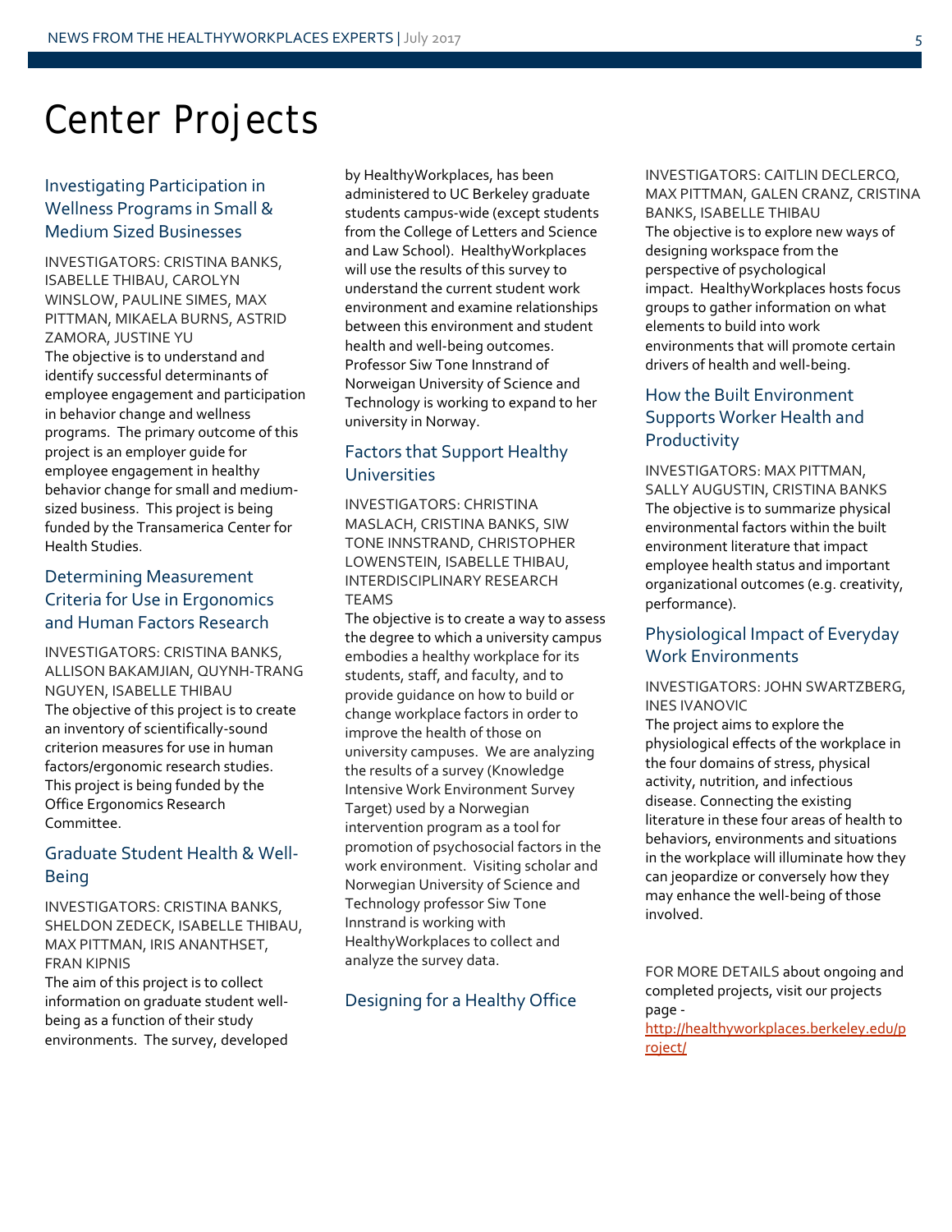# Center Projects

## Investigating Participation in Wellness Programs in Small & Medium Sized Businesses

INVESTIGATORS: CRISTINA BANKS, ISABELLE THIBAU, CAROLYN WINSLOW, PAULINE SIMES, MAX PITTMAN, MIKAELA BURNS, ASTRID ZAMORA, JUSTINE YU

The objective is to understand and identify successful determinants of employee engagement and participation in behavior change and wellness programs. The primary outcome of this project is an employer guide for employee engagement in healthy behavior change for small and medium-sized business. This project is being funded by the Transamerica Center for Health Studies.

## Determining Measurement Criteria for Use in Ergonomics and Human Factors Research

INVESTIGATORS: CRISTINA BANKS, ALLISON BAKAMJIAN, QUYNH-TRANG NGUYEN, ISABELLE THIBAU

The objective of this project is to create an inventory of scientifically-sound criterion measures for use in human factors/ergonomic research studies. This project is being funded by the Office Ergonomics Research Committee.

## Graduate Student Health & Well-Being

INVESTIGATORS: CRISTINA BANKS, SHELDON ZEDECK, ISABELLE THIBAU, MAX PITTMAN, IRIS ANANTHSET, FRAN KIPNIS

The aim of this project is to collect information on graduate student well-being as a function of their study environments. The survey, developed by HealthyWorkplaces, has been administered to UC Berkeley graduate students campus-wide (except students from the College of Letters and Science and Law School). HealthyWorkplaces will use the results of this survey to understand the current student work environment and examine relationships between this environment and student health and well-being outcomes. Professor Siw Tone Innstrand of Norweigan University of Science and Technology is working to expand to her university in Norway.

## Factors that Support Healthy Universities

INVESTIGATORS: CHRISTINA MASLACH, CRISTINA BANKS, SIW TONE INNSTRAND, CHRISTOPHER LOWENSTEIN, ISABELLE THIBAU, INTERDISCIPLINARY RESEARCH TEAMS

The objective is to create a way to assess the degree to which a university campus embodies a healthy workplace for its students, staff, and faculty, and to provide guidance on how to build or change workplace factors in order to improve the health of those on university campuses. We are analyzing the results of a survey (Knowledge Intensive Work Environment Survey Target) used by a Norwegian intervention program as a tool for promotion of psychosocial factors in the work environment. Visiting scholar and Norwegian University of Science and Technology professor Siw Tone Innstrand is working with HealthyWorkplaces to collect and analyze the survey data.

## Designing for a Healthy Office

INVESTIGATORS: CAITLIN DECLERCQ, MAX PITTMAN, GALEN CRANZ, CRISTINA BANKS, ISABELLE THIBAU

The objective is to explore new ways of designing workspace from the perspective of psychological impact. HealthyWorkplaces hosts focus groups to gather information on what elements to build into work environments that will promote certain drivers of health and well-being.

## How the Built Environment Supports Worker Health and Productivity

INVESTIGATORS: MAX PITTMAN, SALLY AUGUSTIN, CRISTINA BANKS

The objective is to summarize physical environmental factors within the built environment literature that impact employee health status and important organizational outcomes (e.g. creativity, performance).

## Physiological Impact of Everyday Work Environments

INVESTIGATORS: JOHN SWARTZBERG, INES IVANOVIC

The project aims to explore the physiological effects of the workplace in the four domains of stress, physical activity, nutrition, and infectious disease. Connecting the existing literature in these four areas of health to behaviors, environments and situations in the workplace will illuminate how they can jeopardize or conversely how they may enhance the well-being of those involved.

FOR MORE DETAILS about ongoing and completed projects, visit our projects page - [http://healthyworkplaces.berkeley.edu/project/](http://healthyworkplaces.berkeley.edu/project/)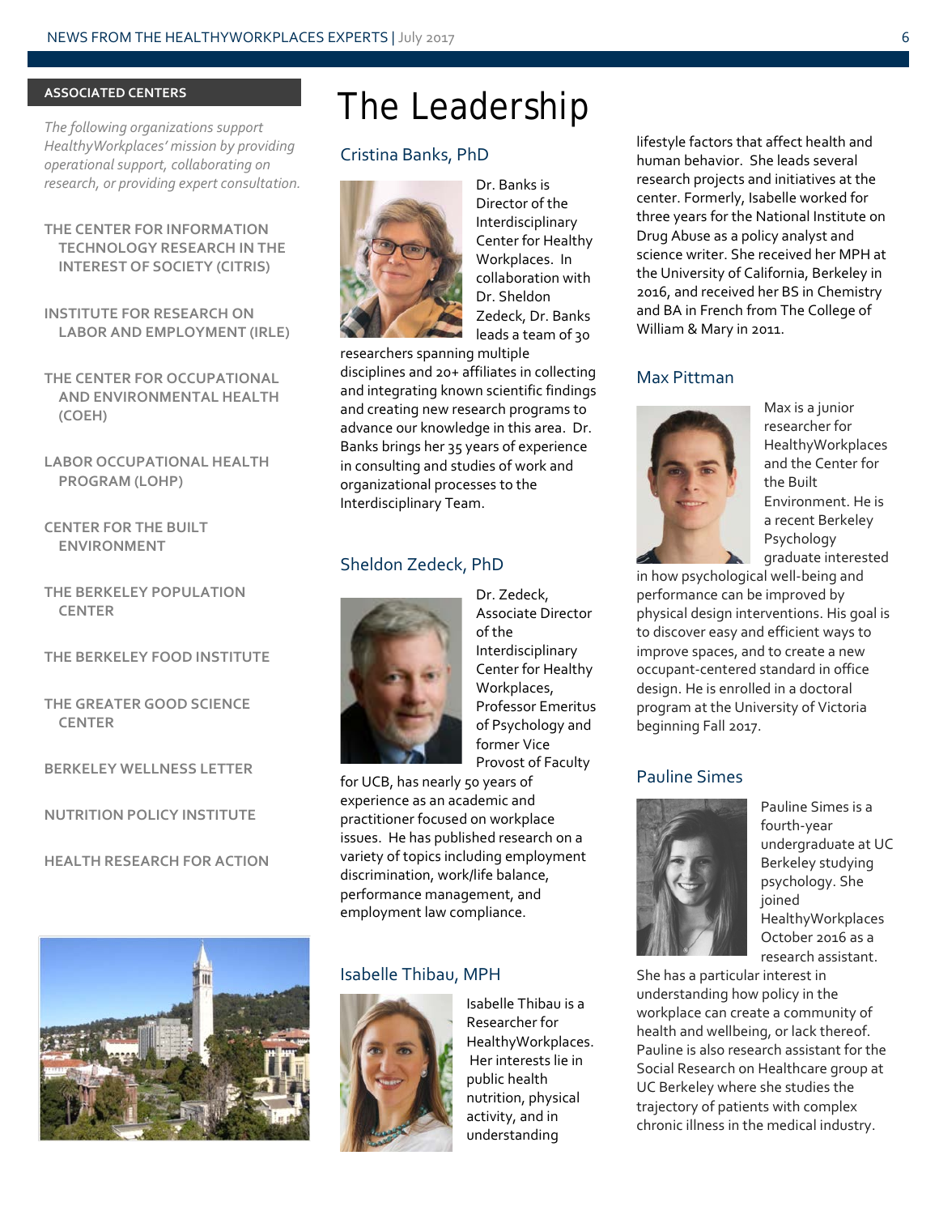## ASSOCIATED CENTERS

*The following organizations support HealthyWorkplaces' mission by providing operational support, collaborating on research, or providing expert consultation.*

**THE CENTER FOR INFORMATION TECHNOLOGY RESEARCH IN THE INTEREST OF SOCIETY (CITRIS)**

**INSTITUTE FOR RESEARCH ON LABOR AND EMPLOYMENT (IRLE)**

**THE CENTER FOR OCCUPATIONAL AND ENVIRONMENTAL HEALTH (COEH)**

**LABOR OCCUPATIONAL HEALTH PROGRAM (LOHP)**

**CENTER FOR THE BUILT ENVIRONMENT**

**THE BERKELEY POPULATION CENTER**

**THE BERKELEY FOOD INSTITUTE**

**THE GREATER GOOD SCIENCE CENTER**

**BERKELEY WELLNESS LETTER**

**NUTRITION POLICY INSTITUTE**

**HEALTH RESEARCH FOR ACTION**

# The Leadership

### Cristina Banks, PhD

Dr. Banks is Director of the Interdisciplinary Center for Healthy Workplaces. In collaboration with Dr. Sheldon Zedeck, Dr. Banks leads a team of 30 researchers spanning multiple disciplines and 20+ affiliates in collecting and integrating known scientific findings and creating new research programs to advance our knowledge in this area. Dr. Banks brings her 35 years of experience in consulting and studies of work and organizational processes to the Interdisciplinary Team.

### Sheldon Zedeck, PhD

Dr. Zedeck, Associate Director of the Interdisciplinary Center for Healthy Workplaces, Professor Emeritus of Psychology and former Vice Provost of Faculty for UCB, has nearly 50 years of experience as an academic and practitioner focused on workplace issues. He has published research on a variety of topics including employment discrimination, work/life balance, performance management, and employment law compliance.

### Isabelle Thibau, MPH

Isabelle Thibau is a Researcher for HealthyWorkplaces. Her interests lie in public health nutrition, physical activity, and in understanding lifestyle factors that affect health and human behavior. She leads several research projects and initiatives at the center. Formerly, Isabelle worked for three years for the National Institute on Drug Abuse as a policy analyst and science writer. She received her MPH at the University of California, Berkeley in 2016, and received her BS in Chemistry and BA in French from The College of William & Mary in 2011.

### Max Pittman

Max is a junior researcher for HealthyWorkplaces and the Center for the Built Environment. He is a recent Berkeley Psychology graduate interested in how psychological well-being and performance can be improved by physical design interventions. His goal is to discover easy and efficient ways to improve spaces, and to create a new occupant-centered standard in office design. He is enrolled in a doctoral program at the University of Victoria beginning Fall 2017.

### Pauline Simes

Pauline Simes is a fourth-year undergraduate at UC Berkeley studying psychology. She joined HealthyWorkplaces October 2016 as a research assistant. She has a particular interest in understanding how policy in the workplace can create a community of health and wellbeing, or lack thereof. Pauline is also research assistant for the Social Research on Healthcare group at UC Berkeley where she studies the trajectory of patients with complex chronic illness in the medical industry.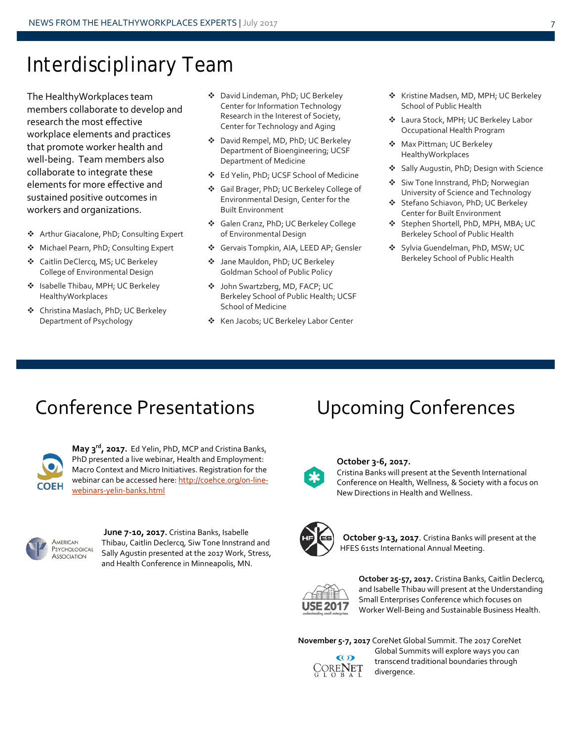# Interdisciplinary Team

The HealthyWorkplaces team members collaborate to develop and research the most effective workplace elements and practices that promote worker health and well-being. Team members also collaborate to integrate these elements for more effective and sustained positive outcomes in workers and organizations.

- Arthur Giacalone, PhD; Consulting Expert
- Michael Pearn, PhD; Consulting Expert
- Caitlin DeClercq, MS; UC Berkeley College of Environmental Design
- Isabelle Thibau, MPH; UC Berkeley HealthyWorkplaces
- Christina Maslach, PhD; UC Berkeley Department of Psychology
- David Lindeman, PhD; UC Berkeley Center for Information Technology Research in the Interest of Society, Center for Technology and Aging
- David Rempel, MD, PhD; UC Berkeley Department of Bioengineering; UCSF Department of Medicine
- Ed Yelin, PhD; UCSF School of Medicine
- Gail Brager, PhD; UC Berkeley College of Environmental Design, Center for the Built Environment
- Galen Cranz, PhD; UC Berkeley College of Environmental Design
- Gervais Tompkin, AIA, LEED AP; Gensler
- Jane Mauldon, PhD; UC Berkeley Goldman School of Public Policy
- John Swartzberg, MD, FACP; UC Berkeley School of Public Health; UCSF School of Medicine
- Ken Jacobs; UC Berkeley Labor Center
- Kristine Madsen, MD, MPH; UC Berkeley School of Public Health
- Laura Stock, MPH; UC Berkeley Labor Occupational Health Program
- Max Pittman; UC Berkeley HealthyWorkplaces
- Sally Augustin, PhD; Design with Science
- Siw Tone Innstrand, PhD; Norwegian University of Science and Technology
- Stefano Schiavon, PhD; UC Berkeley Center for Built Environment
- Stephen Shortell, PhD, MPH, MBA; UC Berkeley School of Public Health
- Sylvia Guendelman, PhD, MSW; UC Berkeley School of Public Health

# Conference Presentations

**May 3rd, 2017.** Ed Yelin, PhD, MCP and Cristina Banks, PhD presented a live webinar, Health and Employment: Macro Context and Micro Initiatives. Registration for the webinar can be accessed here: http://coehce.org/on-line-webinars-yelin-banks.html

**June 7-10, 2017.** Cristina Banks, Isabelle Thibau, Caitlin Declercq, Siw Tone Innstrand and Sally Agustin presented at the 2017 Work, Stress, and Health Conference in Minneapolis, MN.

# Upcoming Conferences

**October 3-6, 2017.**
Cristina Banks will present at the Seventh International Conference on Health, Wellness, & Society with a focus on New Directions in Health and Wellness.

**October 9-13, 2017**. Cristina Banks will present at the HFES 61sts International Annual Meeting.

**October 25-57, 2017.** Cristina Banks, Caitlin Declercq, and Isabelle Thibau will present at the Understanding Small Enterprises Conference which focuses on Worker Well-Being and Sustainable Business Health.

**November 5-7, 2017** CoreNet Global Summit. The 2017 CoreNet Global Summits will explore ways you can transcend traditional boundaries through divergence.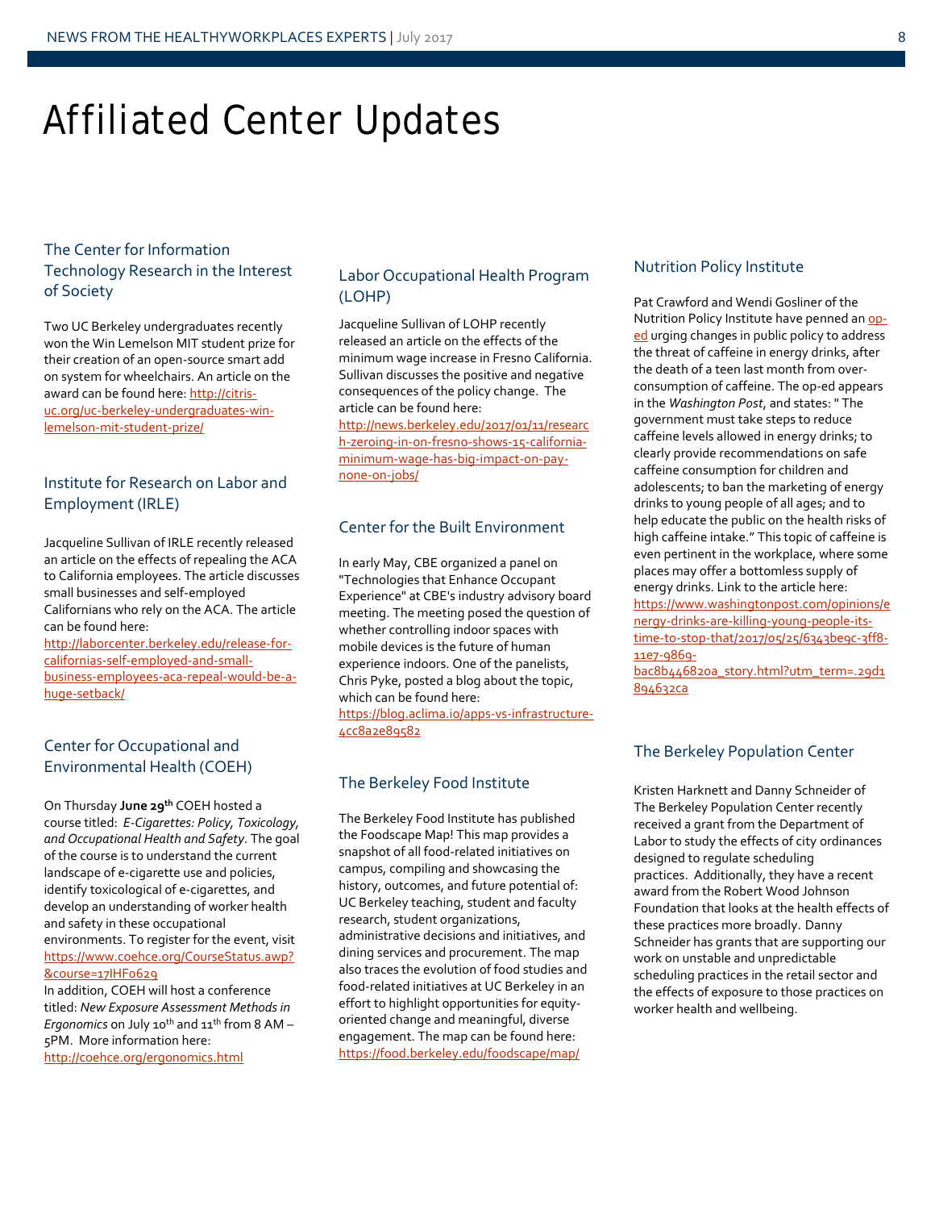# Affiliated Center Updates

## The Center for Information Technology Research in the Interest of Society

Two UC Berkeley undergraduates recently won the Win Lemelson MIT student prize for their creation of an open-source smart add on system for wheelchairs. An article on the award can be found here: http://citris-uc.org/uc-berkeley-undergraduates-win-lemelson-mit-student-prize/

## Institute for Research on Labor and Employment (IRLE)

Jacqueline Sullivan of IRLE recently released an article on the effects of repealing the ACA to California employees. The article discusses small businesses and self-employed Californians who rely on the ACA. The article can be found here: http://laborcenter.berkeley.edu/release-for-californias-self-employed-and-small-business-employees-aca-repeal-would-be-a-huge-setback/

## Center for Occupational and Environmental Health (COEH)

On Thursday **June 29th** COEH hosted a course titled: *E-Cigarettes: Policy, Toxicology, and Occupational Health and Safety*. The goal of the course is to understand the current landscape of e-cigarette use and policies, identify toxicological of e-cigarettes, and develop an understanding of worker health and safety in these occupational environments. To register for the event, visit https://www.coehce.org/CourseStatus.awp?&course=17IHF0629

In addition, COEH will host a conference titled: *New Exposure Assessment Methods in Ergonomics* on July 10th and 11th from 8 AM – 5PM. More information here: http://coehce.org/ergonomics.html

## Labor Occupational Health Program (LOHP)

Jacqueline Sullivan of LOHP recently released an article on the effects of the minimum wage increase in Fresno California. Sullivan discusses the positive and negative consequences of the policy change. The article can be found here: http://news.berkeley.edu/2017/01/11/research-zeroing-in-on-fresno-shows-15-california-minimum-wage-has-big-impact-on-pay-none-on-jobs/

## Center for the Built Environment

In early May, CBE organized a panel on "Technologies that Enhance Occupant Experience" at CBE's industry advisory board meeting. The meeting posed the question of whether controlling indoor spaces with mobile devices is the future of human experience indoors. One of the panelists, Chris Pyke, posted a blog about the topic, which can be found here: https://blog.aclima.io/apps-vs-infrastructure-4cc8a2e89582

## The Berkeley Food Institute

The Berkeley Food Institute has published the Foodscape Map! This map provides a snapshot of all food-related initiatives on campus, compiling and showcasing the history, outcomes, and future potential of: UC Berkeley teaching, student and faculty research, student organizations, administrative decisions and initiatives, and dining services and procurement. The map also traces the evolution of food studies and food-related initiatives at UC Berkeley in an effort to highlight opportunities for equity-oriented change and meaningful, diverse engagement. The map can be found here: https://food.berkeley.edu/foodscape/map/

## Nutrition Policy Institute

Pat Crawford and Wendi Gosliner of the Nutrition Policy Institute have penned an op-ed urging changes in public policy to address the threat of caffeine in energy drinks, after the death of a teen last month from over-consumption of caffeine. The op-ed appears in the *Washington Post*, and states: " The government must take steps to reduce caffeine levels allowed in energy drinks; to clearly provide recommendations on safe caffeine consumption for children and adolescents; to ban the marketing of energy drinks to young people of all ages; and to help educate the public on the health risks of high caffeine intake." This topic of caffeine is even pertinent in the workplace, where some places may offer a bottomless supply of energy drinks. Link to the article here: https://www.washingtonpost.com/opinions/energy-drinks-are-killing-young-people-its-time-to-stop-that/2017/05/25/6343be9c-3ff8-11e7-9869-bac8b446820a_story.html?utm_term=.29d1894632ca

## The Berkeley Population Center

Kristen Harknett and Danny Schneider of The Berkeley Population Center recently received a grant from the Department of Labor to study the effects of city ordinances designed to regulate scheduling practices. Additionally, they have a recent award from the Robert Wood Johnson Foundation that looks at the health effects of these practices more broadly. Danny Schneider has grants that are supporting our work on unstable and unpredictable scheduling practices in the retail sector and the effects of exposure to those practices on worker health and wellbeing.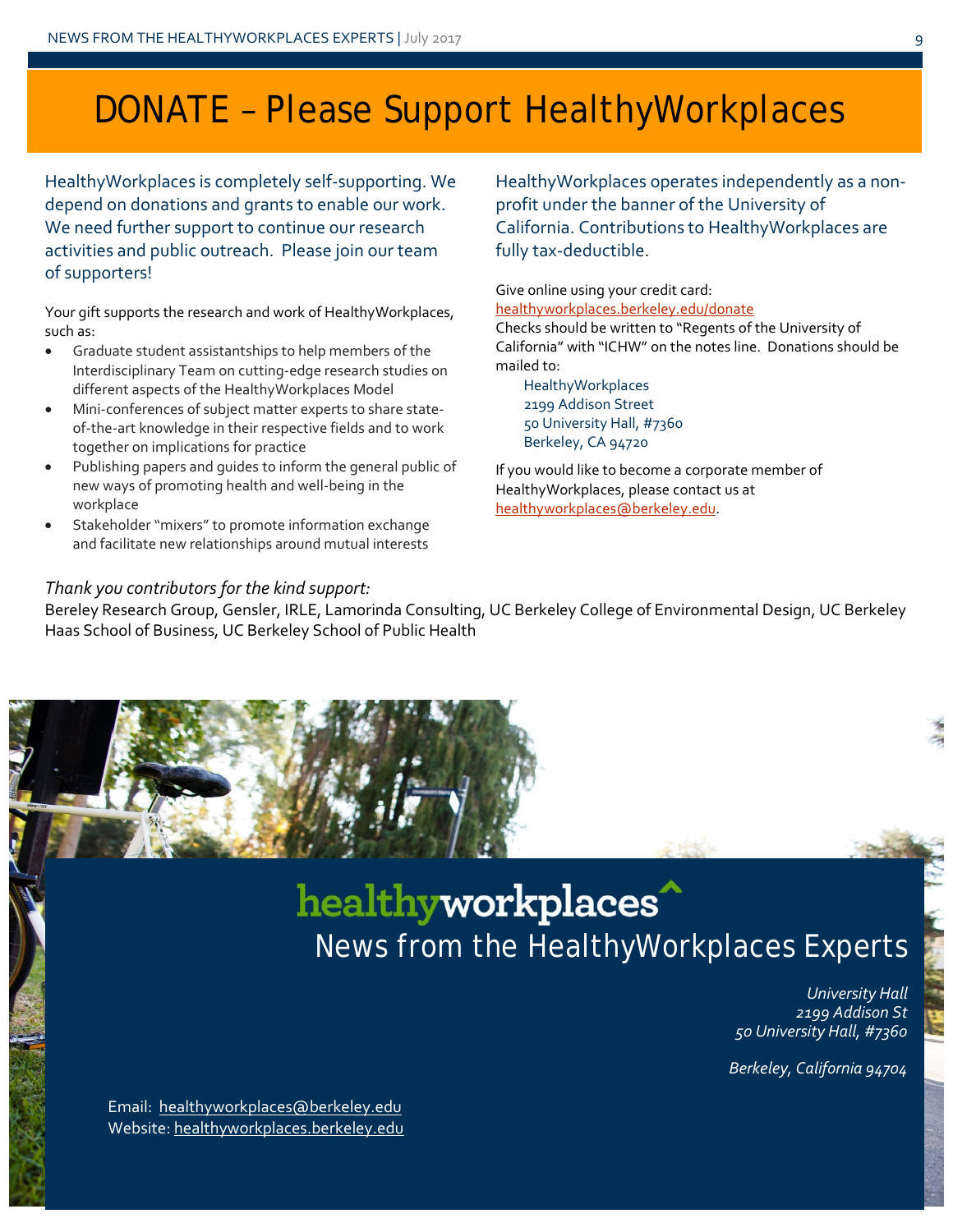# DONATE – Please Support HealthyWorkplaces

HealthyWorkplaces is completely self-supporting. We depend on donations and grants to enable our work. We need further support to continue our research activities and public outreach. Please join our team of supporters!

Your gift supports the research and work of HealthyWorkplaces, such as:

- Graduate student assistantships to help members of the Interdisciplinary Team on cutting-edge research studies on different aspects of the HealthyWorkplaces Model
- Mini-conferences of subject matter experts to share state-of-the-art knowledge in their respective fields and to work together on implications for practice
- Publishing papers and guides to inform the general public of new ways of promoting health and well-being in the workplace
- Stakeholder "mixers" to promote information exchange and facilitate new relationships around mutual interests

HealthyWorkplaces operates independently as a non-profit under the banner of the University of California. Contributions to HealthyWorkplaces are fully tax-deductible.

Give online using your credit card:
healthyworkplaces.berkeley.edu/donate
Checks should be written to "Regents of the University of California" with "ICHW" on the notes line. Donations should be mailed to:

HealthyWorkplaces
2199 Addison Street
50 University Hall, #7360
Berkeley, CA 94720

If you would like to become a corporate member of HealthyWorkplaces, please contact us at healthyworkplaces@berkeley.edu.

*Thank you contributors for the kind support:*
Bereley Research Group, Gensler, IRLE, Lamorinda Consulting, UC Berkeley College of Environmental Design, UC Berkeley Haas School of Business, UC Berkeley School of Public Health

**healthyworkplaces**
News from the HealthyWorkplaces Experts

*University Hall*
*2199 Addison St*
*50 University Hall, #7360*

*Berkeley, California 94704*

Email: healthyworkplaces@berkeley.edu
Website: healthyworkplaces.berkeley.edu